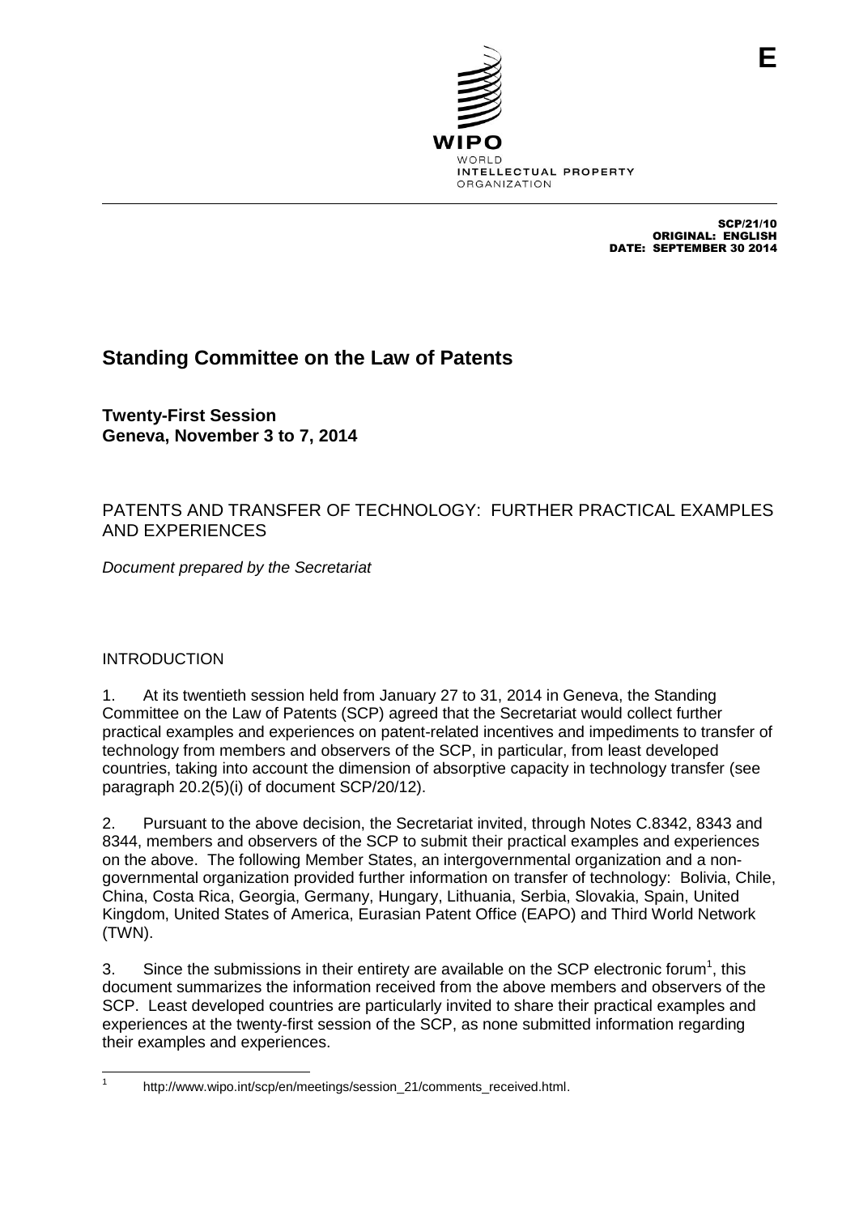E

WIPO
WORLD
INTELLECTUAL PROPERTY
ORGANIZATION

SCP/21/10
ORIGINAL: ENGLISH
DATE: SEPTEMBER 30 2014

# Standing Committee on the Law of Patents

**Twenty-First Session**
**Geneva, November 3 to 7, 2014**

## PATENTS AND TRANSFER OF TECHNOLOGY: FURTHER PRACTICAL EXAMPLES AND EXPERIENCES

*Document prepared by the Secretariat*

## INTRODUCTION

1. At its twentieth session held from January 27 to 31, 2014 in Geneva, the Standing Committee on the Law of Patents (SCP) agreed that the Secretariat would collect further practical examples and experiences on patent-related incentives and impediments to transfer of technology from members and observers of the SCP, in particular, from least developed countries, taking into account the dimension of absorptive capacity in technology transfer (see paragraph 20.2(5)(i) of document SCP/20/12).

2. Pursuant to the above decision, the Secretariat invited, through Notes C.8342, 8343 and 8344, members and observers of the SCP to submit their practical examples and experiences on the above. The following Member States, an intergovernmental organization and a non-governmental organization provided further information on transfer of technology: Bolivia, Chile, China, Costa Rica, Georgia, Germany, Hungary, Lithuania, Serbia, Slovakia, Spain, United Kingdom, United States of America, Eurasian Patent Office (EAPO) and Third World Network (TWN).

3. Since the submissions in their entirety are available on the SCP electronic forum[1], this document summarizes the information received from the above members and observers of the SCP. Least developed countries are particularly invited to share their practical examples and experiences at the twenty-first session of the SCP, as none submitted information regarding their examples and experiences.

[1] http://www.wipo.int/scp/en/meetings/session_21/comments_received.html.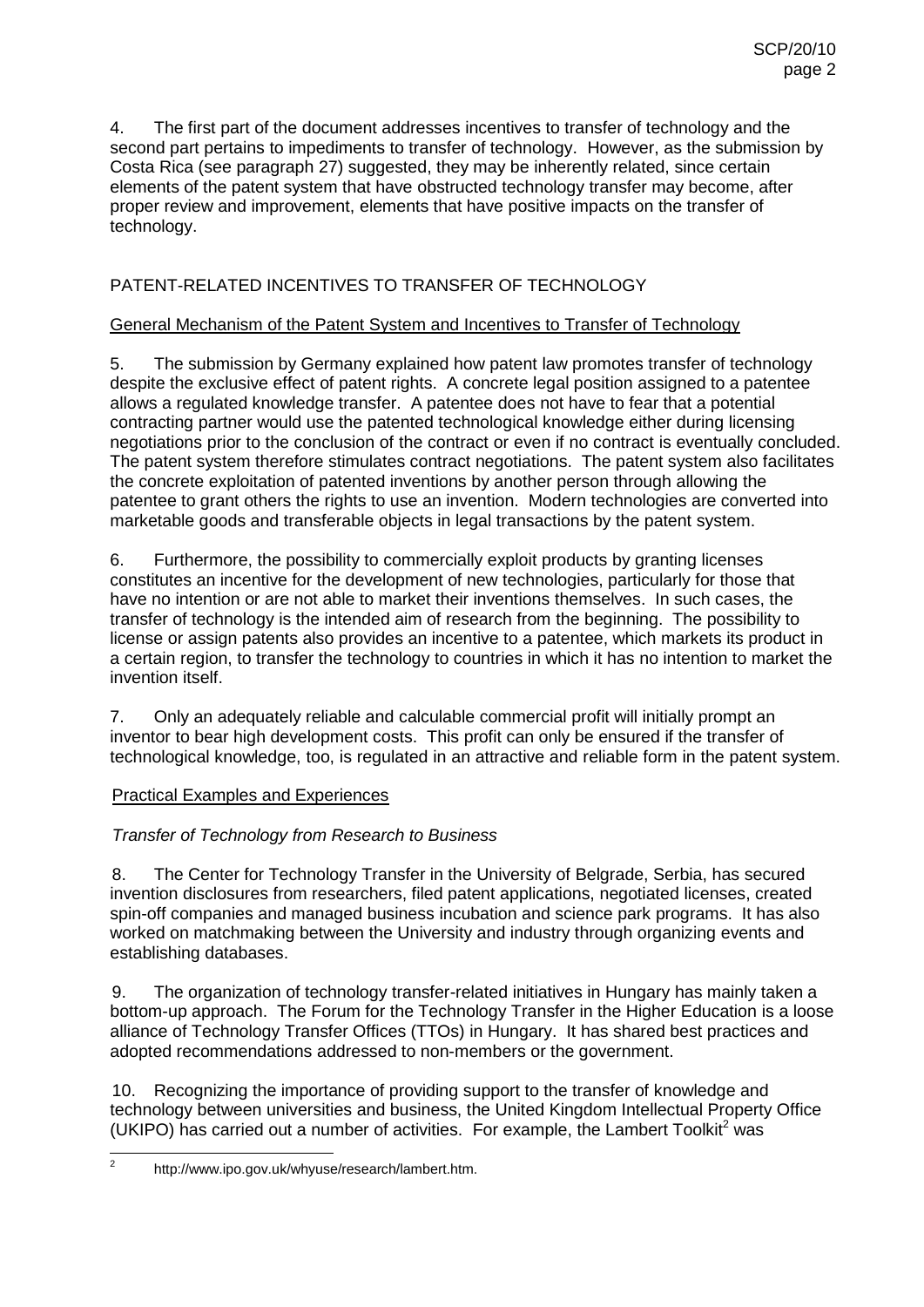4. The first part of the document addresses incentives to transfer of technology and the second part pertains to impediments to transfer of technology. However, as the submission by Costa Rica (see paragraph 27) suggested, they may be inherently related, since certain elements of the patent system that have obstructed technology transfer may become, after proper review and improvement, elements that have positive impacts on the transfer of technology.

## PATENT-RELATED INCENTIVES TO TRANSFER OF TECHNOLOGY

### General Mechanism of the Patent System and Incentives to Transfer of Technology

5. The submission by Germany explained how patent law promotes transfer of technology despite the exclusive effect of patent rights. A concrete legal position assigned to a patentee allows a regulated knowledge transfer. A patentee does not have to fear that a potential contracting partner would use the patented technological knowledge either during licensing negotiations prior to the conclusion of the contract or even if no contract is eventually concluded. The patent system therefore stimulates contract negotiations. The patent system also facilitates the concrete exploitation of patented inventions by another person through allowing the patentee to grant others the rights to use an invention. Modern technologies are converted into marketable goods and transferable objects in legal transactions by the patent system.

6. Furthermore, the possibility to commercially exploit products by granting licenses constitutes an incentive for the development of new technologies, particularly for those that have no intention or are not able to market their inventions themselves. In such cases, the transfer of technology is the intended aim of research from the beginning. The possibility to license or assign patents also provides an incentive to a patentee, which markets its product in a certain region, to transfer the technology to countries in which it has no intention to market the invention itself.

7. Only an adequately reliable and calculable commercial profit will initially prompt an inventor to bear high development costs. This profit can only be ensured if the transfer of technological knowledge, too, is regulated in an attractive and reliable form in the patent system.

### Practical Examples and Experiences

#### *Transfer of Technology from Research to Business*

8. The Center for Technology Transfer in the University of Belgrade, Serbia, has secured invention disclosures from researchers, filed patent applications, negotiated licenses, created spin-off companies and managed business incubation and science park programs. It has also worked on matchmaking between the University and industry through organizing events and establishing databases.

9. The organization of technology transfer-related initiatives in Hungary has mainly taken a bottom-up approach. The Forum for the Technology Transfer in the Higher Education is a loose alliance of Technology Transfer Offices (TTOs) in Hungary. It has shared best practices and adopted recommendations addressed to non-members or the government.

10. Recognizing the importance of providing support to the transfer of knowledge and technology between universities and business, the United Kingdom Intellectual Property Office (UKIPO) has carried out a number of activities. For example, the Lambert Toolkit[2] was

[2] http://www.ipo.gov.uk/whyuse/research/lambert.htm.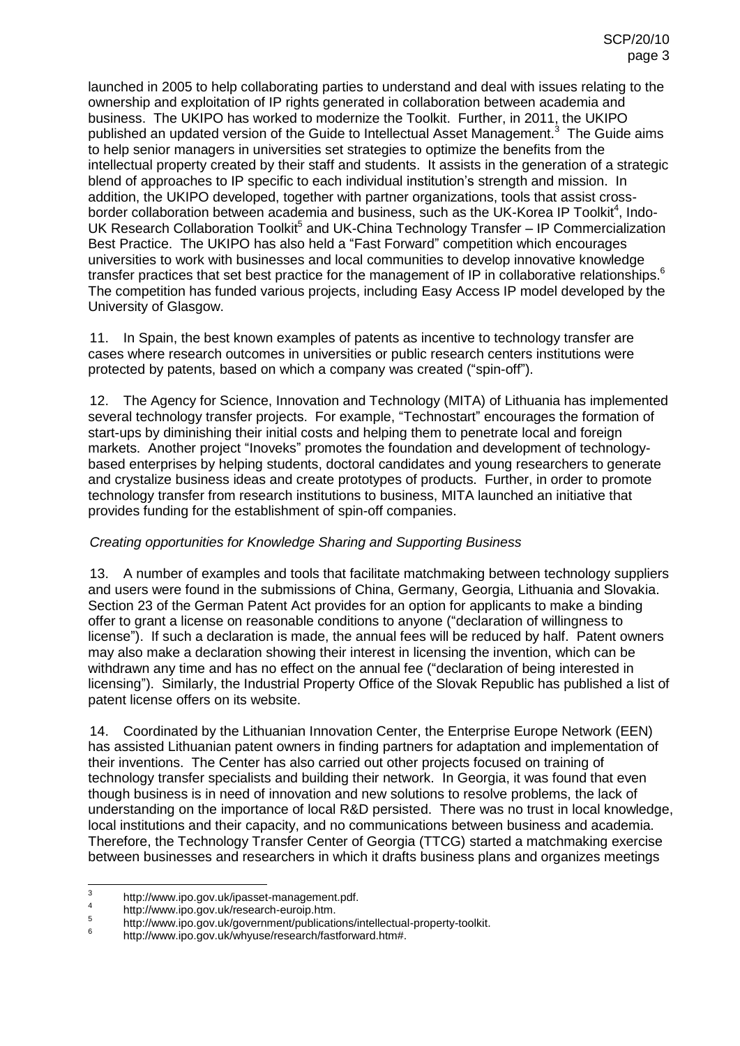launched in 2005 to help collaborating parties to understand and deal with issues relating to the ownership and exploitation of IP rights generated in collaboration between academia and business. The UKIPO has worked to modernize the Toolkit. Further, in 2011, the UKIPO published an updated version of the Guide to Intellectual Asset Management.[3] The Guide aims to help senior managers in universities set strategies to optimize the benefits from the intellectual property created by their staff and students. It assists in the generation of a strategic blend of approaches to IP specific to each individual institution's strength and mission. In addition, the UKIPO developed, together with partner organizations, tools that assist cross-border collaboration between academia and business, such as the UK-Korea IP Toolkit[4], Indo-UK Research Collaboration Toolkit[5] and UK-China Technology Transfer – IP Commercialization Best Practice. The UKIPO has also held a "Fast Forward" competition which encourages universities to work with businesses and local communities to develop innovative knowledge transfer practices that set best practice for the management of IP in collaborative relationships.[6] The competition has funded various projects, including Easy Access IP model developed by the University of Glasgow.

11. In Spain, the best known examples of patents as incentive to technology transfer are cases where research outcomes in universities or public research centers institutions were protected by patents, based on which a company was created ("spin-off").

12. The Agency for Science, Innovation and Technology (MITA) of Lithuania has implemented several technology transfer projects. For example, "Technostart" encourages the formation of start-ups by diminishing their initial costs and helping them to penetrate local and foreign markets. Another project "Inoveks" promotes the foundation and development of technology-based enterprises by helping students, doctoral candidates and young researchers to generate and crystalize business ideas and create prototypes of products. Further, in order to promote technology transfer from research institutions to business, MITA launched an initiative that provides funding for the establishment of spin-off companies.

*Creating opportunities for Knowledge Sharing and Supporting Business*

13. A number of examples and tools that facilitate matchmaking between technology suppliers and users were found in the submissions of China, Germany, Georgia, Lithuania and Slovakia. Section 23 of the German Patent Act provides for an option for applicants to make a binding offer to grant a license on reasonable conditions to anyone ("declaration of willingness to license"). If such a declaration is made, the annual fees will be reduced by half. Patent owners may also make a declaration showing their interest in licensing the invention, which can be withdrawn any time and has no effect on the annual fee ("declaration of being interested in licensing"). Similarly, the Industrial Property Office of the Slovak Republic has published a list of patent license offers on its website.

14. Coordinated by the Lithuanian Innovation Center, the Enterprise Europe Network (EEN) has assisted Lithuanian patent owners in finding partners for adaptation and implementation of their inventions. The Center has also carried out other projects focused on training of technology transfer specialists and building their network. In Georgia, it was found that even though business is in need of innovation and new solutions to resolve problems, the lack of understanding on the importance of local R&D persisted. There was no trust in local knowledge, local institutions and their capacity, and no communications between business and academia. Therefore, the Technology Transfer Center of Georgia (TTCG) started a matchmaking exercise between businesses and researchers in which it drafts business plans and organizes meetings

---

[3] http://www.ipo.gov.uk/ipasset-management.pdf.

[4] http://www.ipo.gov.uk/research-euroip.htm.

[5] http://www.ipo.gov.uk/government/publications/intellectual-property-toolkit.

[6] http://www.ipo.gov.uk/whyuse/research/fastforward.htm#.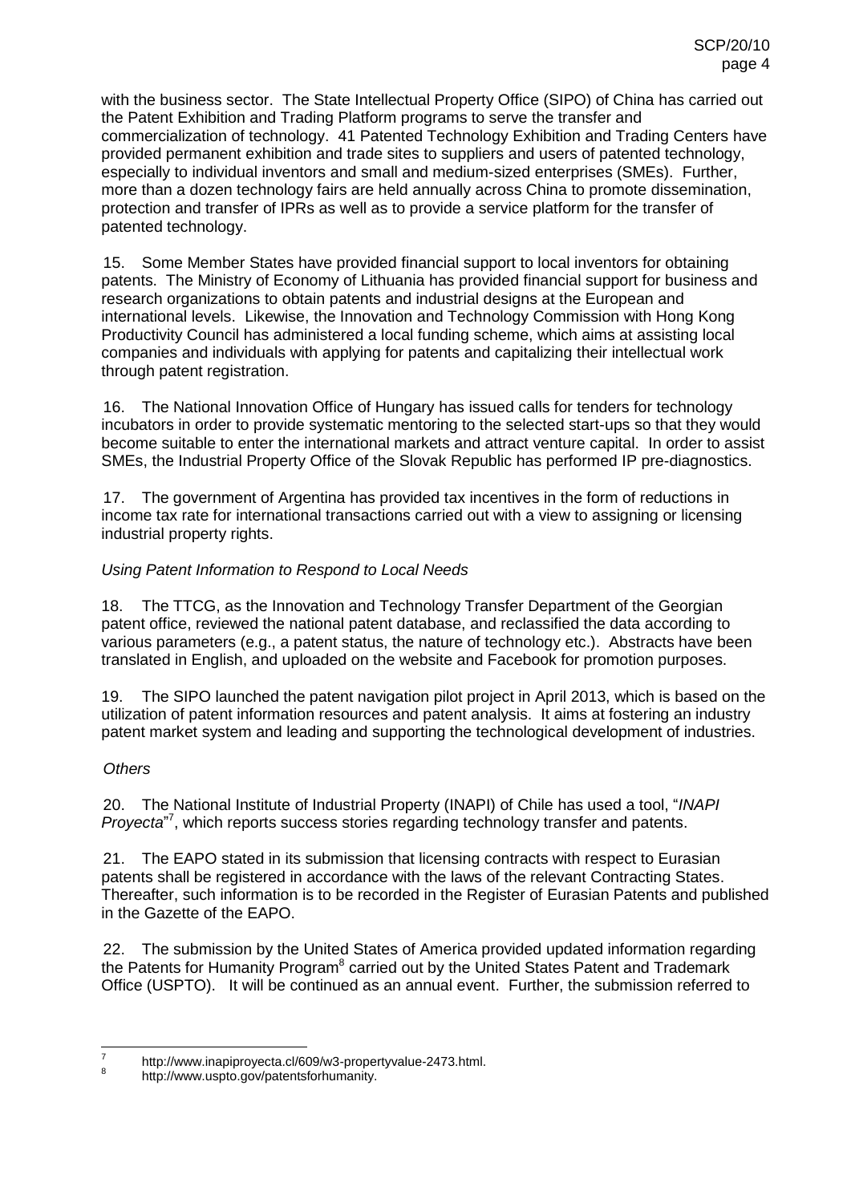with the business sector. The State Intellectual Property Office (SIPO) of China has carried out the Patent Exhibition and Trading Platform programs to serve the transfer and commercialization of technology. 41 Patented Technology Exhibition and Trading Centers have provided permanent exhibition and trade sites to suppliers and users of patented technology, especially to individual inventors and small and medium-sized enterprises (SMEs). Further, more than a dozen technology fairs are held annually across China to promote dissemination, protection and transfer of IPRs as well as to provide a service platform for the transfer of patented technology.

15. Some Member States have provided financial support to local inventors for obtaining patents. The Ministry of Economy of Lithuania has provided financial support for business and research organizations to obtain patents and industrial designs at the European and international levels. Likewise, the Innovation and Technology Commission with Hong Kong Productivity Council has administered a local funding scheme, which aims at assisting local companies and individuals with applying for patents and capitalizing their intellectual work through patent registration.

16. The National Innovation Office of Hungary has issued calls for tenders for technology incubators in order to provide systematic mentoring to the selected start-ups so that they would become suitable to enter the international markets and attract venture capital. In order to assist SMEs, the Industrial Property Office of the Slovak Republic has performed IP pre-diagnostics.

17. The government of Argentina has provided tax incentives in the form of reductions in income tax rate for international transactions carried out with a view to assigning or licensing industrial property rights.

*Using Patent Information to Respond to Local Needs*

18. The TTCG, as the Innovation and Technology Transfer Department of the Georgian patent office, reviewed the national patent database, and reclassified the data according to various parameters (e.g., a patent status, the nature of technology etc.). Abstracts have been translated in English, and uploaded on the website and Facebook for promotion purposes.

19. The SIPO launched the patent navigation pilot project in April 2013, which is based on the utilization of patent information resources and patent analysis. It aims at fostering an industry patent market system and leading and supporting the technological development of industries.

*Others*

20. The National Institute of Industrial Property (INAPI) of Chile has used a tool, "*INAPI Proyecta*"[7], which reports success stories regarding technology transfer and patents.

21. The EAPO stated in its submission that licensing contracts with respect to Eurasian patents shall be registered in accordance with the laws of the relevant Contracting States. Thereafter, such information is to be recorded in the Register of Eurasian Patents and published in the Gazette of the EAPO.

22. The submission by the United States of America provided updated information regarding the Patents for Humanity Program[8] carried out by the United States Patent and Trademark Office (USPTO). It will be continued as an annual event. Further, the submission referred to

[7] http://www.inapiproyecta.cl/609/w3-propertyvalue-2473.html.

[8] http://www.uspto.gov/patentsforhumanity.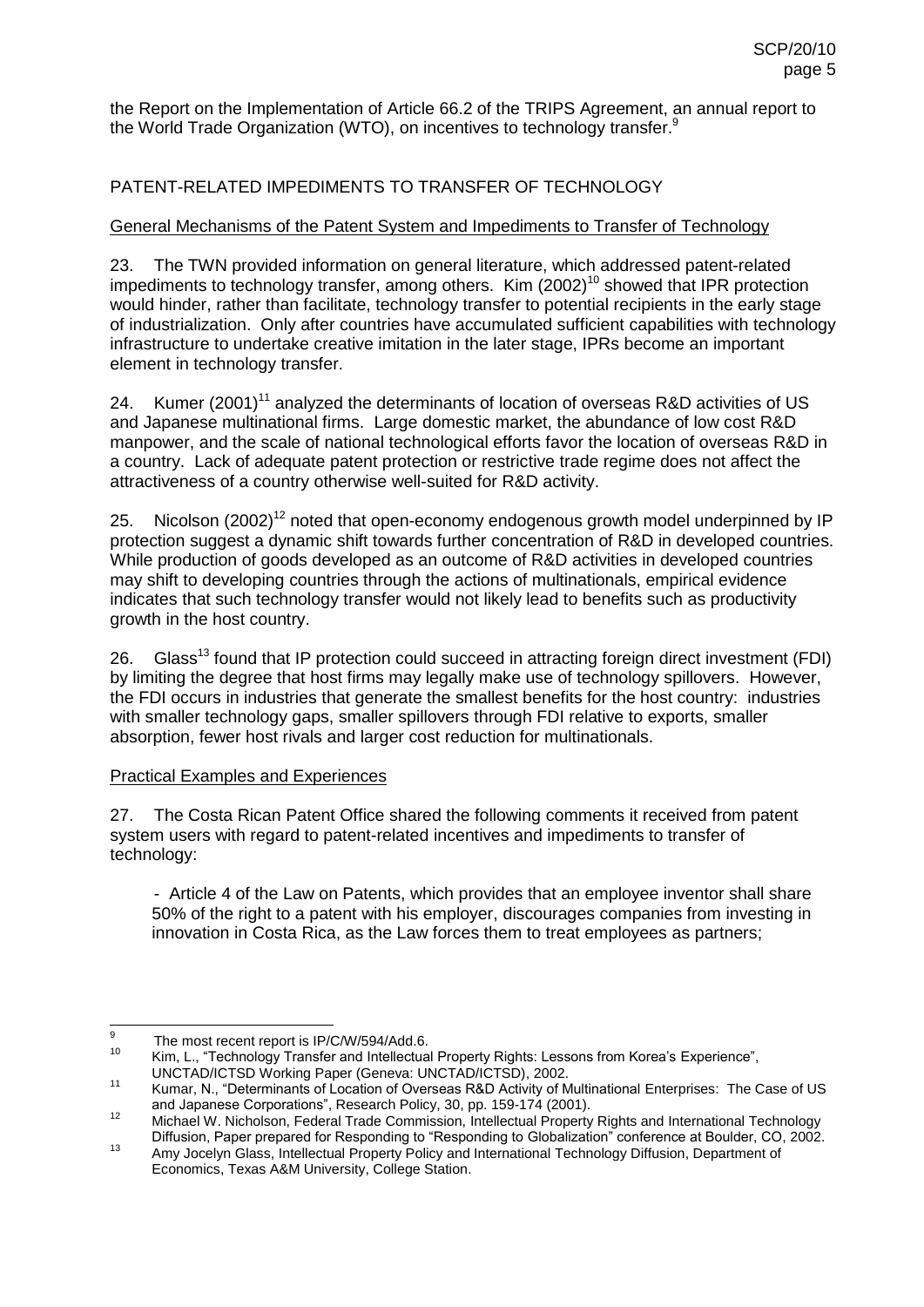the Report on the Implementation of Article 66.2 of the TRIPS Agreement, an annual report to the World Trade Organization (WTO), on incentives to technology transfer.[9]

## PATENT-RELATED IMPEDIMENTS TO TRANSFER OF TECHNOLOGY

### General Mechanisms of the Patent System and Impediments to Transfer of Technology

23. The TWN provided information on general literature, which addressed patent-related impediments to technology transfer, among others. Kim (2002)[10] showed that IPR protection would hinder, rather than facilitate, technology transfer to potential recipients in the early stage of industrialization. Only after countries have accumulated sufficient capabilities with technology infrastructure to undertake creative imitation in the later stage, IPRs become an important element in technology transfer.

24. Kumer (2001)[11] analyzed the determinants of location of overseas R&D activities of US and Japanese multinational firms. Large domestic market, the abundance of low cost R&D manpower, and the scale of national technological efforts favor the location of overseas R&D in a country. Lack of adequate patent protection or restrictive trade regime does not affect the attractiveness of a country otherwise well-suited for R&D activity.

25. Nicolson (2002)[12] noted that open-economy endogenous growth model underpinned by IP protection suggest a dynamic shift towards further concentration of R&D in developed countries. While production of goods developed as an outcome of R&D activities in developed countries may shift to developing countries through the actions of multinationals, empirical evidence indicates that such technology transfer would not likely lead to benefits such as productivity growth in the host country.

26. Glass[13] found that IP protection could succeed in attracting foreign direct investment (FDI) by limiting the degree that host firms may legally make use of technology spillovers. However, the FDI occurs in industries that generate the smallest benefits for the host country: industries with smaller technology gaps, smaller spillovers through FDI relative to exports, smaller absorption, fewer host rivals and larger cost reduction for multinationals.

### Practical Examples and Experiences

27. The Costa Rican Patent Office shared the following comments it received from patent system users with regard to patent-related incentives and impediments to transfer of technology:

- Article 4 of the Law on Patents, which provides that an employee inventor shall share 50% of the right to a patent with his employer, discourages companies from investing in innovation in Costa Rica, as the Law forces them to treat employees as partners;

---

[9] The most recent report is IP/C/W/594/Add.6.

[10] Kim, L., "Technology Transfer and Intellectual Property Rights: Lessons from Korea's Experience", UNCTAD/ICTSD Working Paper (Geneva: UNCTAD/ICTSD), 2002.

[11] Kumar, N., "Determinants of Location of Overseas R&D Activity of Multinational Enterprises: The Case of US and Japanese Corporations", Research Policy, 30, pp. 159-174 (2001).

[12] Michael W. Nicholson, Federal Trade Commission, Intellectual Property Rights and International Technology Diffusion, Paper prepared for Responding to "Responding to Globalization" conference at Boulder, CO, 2002.

[13] Amy Jocelyn Glass, Intellectual Property Policy and International Technology Diffusion, Department of Economics, Texas A&M University, College Station.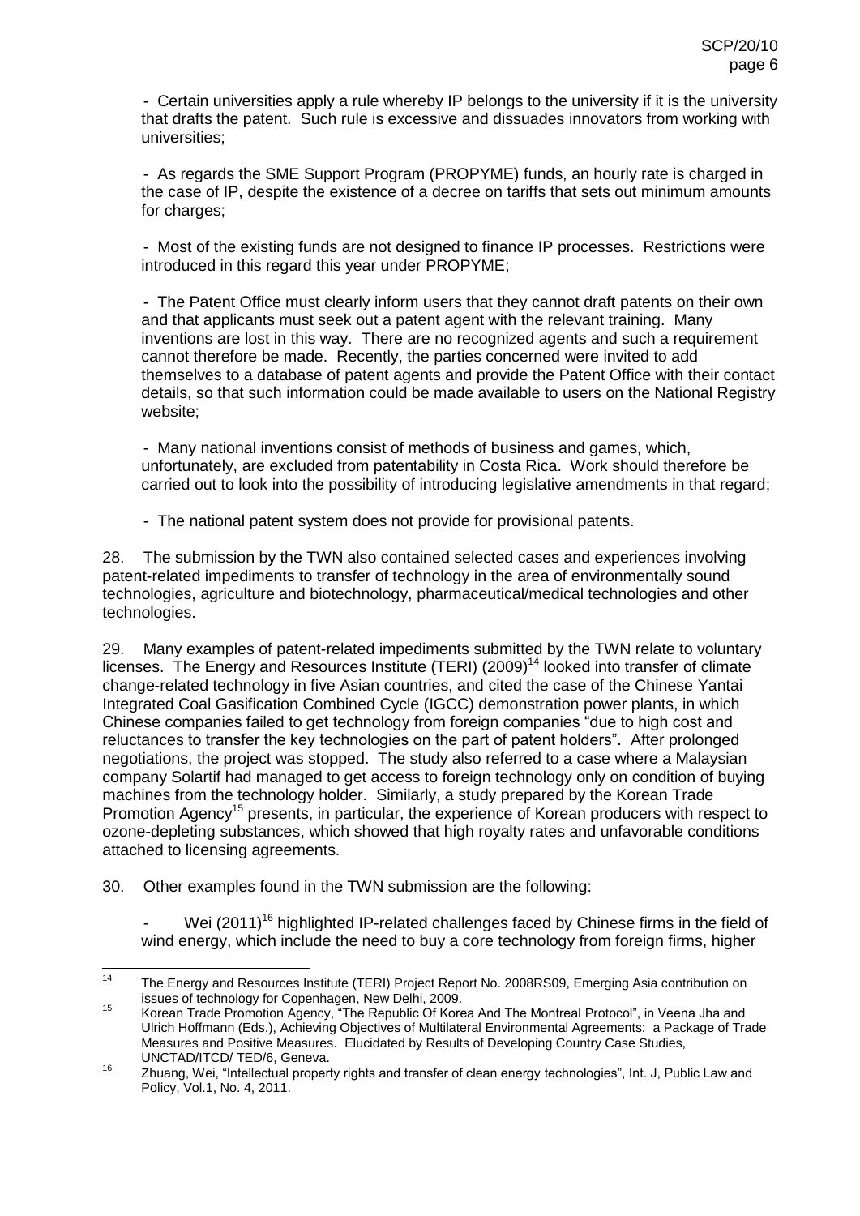- Certain universities apply a rule whereby IP belongs to the university if it is the university that drafts the patent. Such rule is excessive and dissuades innovators from working with universities;

- As regards the SME Support Program (PROPYME) funds, an hourly rate is charged in the case of IP, despite the existence of a decree on tariffs that sets out minimum amounts for charges;

- Most of the existing funds are not designed to finance IP processes. Restrictions were introduced in this regard this year under PROPYME;

- The Patent Office must clearly inform users that they cannot draft patents on their own and that applicants must seek out a patent agent with the relevant training. Many inventions are lost in this way. There are no recognized agents and such a requirement cannot therefore be made. Recently, the parties concerned were invited to add themselves to a database of patent agents and provide the Patent Office with their contact details, so that such information could be made available to users on the National Registry website;

- Many national inventions consist of methods of business and games, which, unfortunately, are excluded from patentability in Costa Rica. Work should therefore be carried out to look into the possibility of introducing legislative amendments in that regard;

- The national patent system does not provide for provisional patents.

28. The submission by the TWN also contained selected cases and experiences involving patent-related impediments to transfer of technology in the area of environmentally sound technologies, agriculture and biotechnology, pharmaceutical/medical technologies and other technologies.

29. Many examples of patent-related impediments submitted by the TWN relate to voluntary licenses. The Energy and Resources Institute (TERI) (2009)[14] looked into transfer of climate change-related technology in five Asian countries, and cited the case of the Chinese Yantai Integrated Coal Gasification Combined Cycle (IGCC) demonstration power plants, in which Chinese companies failed to get technology from foreign companies "due to high cost and reluctances to transfer the key technologies on the part of patent holders". After prolonged negotiations, the project was stopped. The study also referred to a case where a Malaysian company Solartif had managed to get access to foreign technology only on condition of buying machines from the technology holder. Similarly, a study prepared by the Korean Trade Promotion Agency[15] presents, in particular, the experience of Korean producers with respect to ozone-depleting substances, which showed that high royalty rates and unfavorable conditions attached to licensing agreements.

30. Other examples found in the TWN submission are the following:

- Wei (2011)[16] highlighted IP-related challenges faced by Chinese firms in the field of wind energy, which include the need to buy a core technology from foreign firms, higher

---

[14] The Energy and Resources Institute (TERI) Project Report No. 2008RS09, Emerging Asia contribution on issues of technology for Copenhagen, New Delhi, 2009.

[15] Korean Trade Promotion Agency, "The Republic Of Korea And The Montreal Protocol", in Veena Jha and Ulrich Hoffmann (Eds.), Achieving Objectives of Multilateral Environmental Agreements: a Package of Trade Measures and Positive Measures. Elucidated by Results of Developing Country Case Studies, UNCTAD/ITCD/ TED/6, Geneva.

[16] Zhuang, Wei, "Intellectual property rights and transfer of clean energy technologies", Int. J, Public Law and Policy, Vol.1, No. 4, 2011.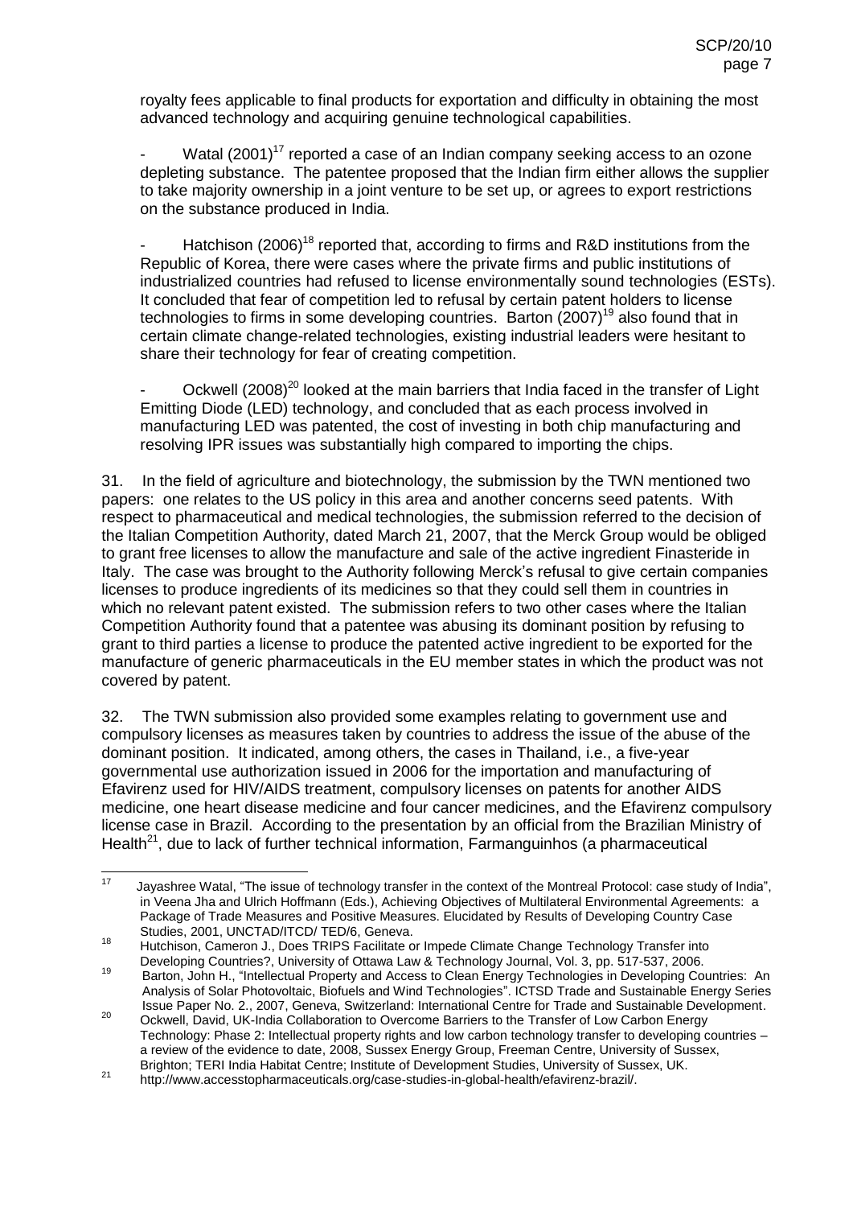royalty fees applicable to final products for exportation and difficulty in obtaining the most advanced technology and acquiring genuine technological capabilities.

- Watal (2001)[17] reported a case of an Indian company seeking access to an ozone depleting substance. The patentee proposed that the Indian firm either allows the supplier to take majority ownership in a joint venture to be set up, or agrees to export restrictions on the substance produced in India.

- Hatchison (2006)[18] reported that, according to firms and R&D institutions from the Republic of Korea, there were cases where the private firms and public institutions of industrialized countries had refused to license environmentally sound technologies (ESTs). It concluded that fear of competition led to refusal by certain patent holders to license technologies to firms in some developing countries. Barton (2007)[19] also found that in certain climate change-related technologies, existing industrial leaders were hesitant to share their technology for fear of creating competition.

- Ockwell (2008)[20] looked at the main barriers that India faced in the transfer of Light Emitting Diode (LED) technology, and concluded that as each process involved in manufacturing LED was patented, the cost of investing in both chip manufacturing and resolving IPR issues was substantially high compared to importing the chips.

31. In the field of agriculture and biotechnology, the submission by the TWN mentioned two papers: one relates to the US policy in this area and another concerns seed patents. With respect to pharmaceutical and medical technologies, the submission referred to the decision of the Italian Competition Authority, dated March 21, 2007, that the Merck Group would be obliged to grant free licenses to allow the manufacture and sale of the active ingredient Finasteride in Italy. The case was brought to the Authority following Merck's refusal to give certain companies licenses to produce ingredients of its medicines so that they could sell them in countries in which no relevant patent existed. The submission refers to two other cases where the Italian Competition Authority found that a patentee was abusing its dominant position by refusing to grant to third parties a license to produce the patented active ingredient to be exported for the manufacture of generic pharmaceuticals in the EU member states in which the product was not covered by patent.

32. The TWN submission also provided some examples relating to government use and compulsory licenses as measures taken by countries to address the issue of the abuse of the dominant position. It indicated, among others, the cases in Thailand, i.e., a five-year governmental use authorization issued in 2006 for the importation and manufacturing of Efavirenz used for HIV/AIDS treatment, compulsory licenses on patents for another AIDS medicine, one heart disease medicine and four cancer medicines, and the Efavirenz compulsory license case in Brazil. According to the presentation by an official from the Brazilian Ministry of Health[21], due to lack of further technical information, Farmanguinhos (a pharmaceutical

---

[17] Jayashree Watal, "The issue of technology transfer in the context of the Montreal Protocol: case study of India", in Veena Jha and Ulrich Hoffmann (Eds.), Achieving Objectives of Multilateral Environmental Agreements: a Package of Trade Measures and Positive Measures. Elucidated by Results of Developing Country Case Studies, 2001, UNCTAD/ITCD/ TED/6, Geneva.

[18] Hutchison, Cameron J., Does TRIPS Facilitate or Impede Climate Change Technology Transfer into Developing Countries?, University of Ottawa Law & Technology Journal, Vol. 3, pp. 517-537, 2006.

[19] Barton, John H., "Intellectual Property and Access to Clean Energy Technologies in Developing Countries: An Analysis of Solar Photovoltaic, Biofuels and Wind Technologies". ICTSD Trade and Sustainable Energy Series Issue Paper No. 2., 2007, Geneva, Switzerland: International Centre for Trade and Sustainable Development.

[20] Ockwell, David, UK-India Collaboration to Overcome Barriers to the Transfer of Low Carbon Energy Technology: Phase 2: Intellectual property rights and low carbon technology transfer to developing countries – a review of the evidence to date, 2008, Sussex Energy Group, Freeman Centre, University of Sussex, Brighton; TERI India Habitat Centre; Institute of Development Studies, University of Sussex, UK.

[21] http://www.accesstopharmaceuticals.org/case-studies-in-global-health/efavirenz-brazil/.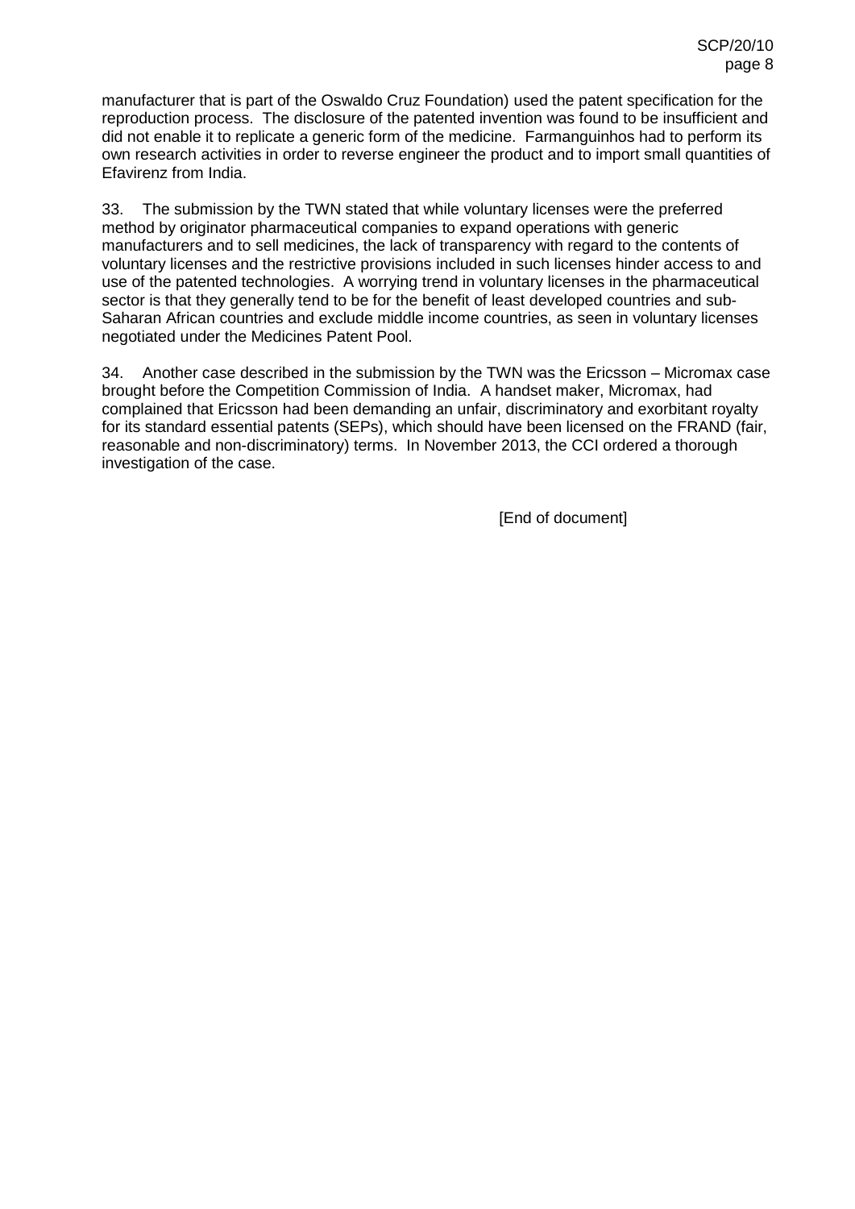manufacturer that is part of the Oswaldo Cruz Foundation) used the patent specification for the reproduction process. The disclosure of the patented invention was found to be insufficient and did not enable it to replicate a generic form of the medicine. Farmanguinhos had to perform its own research activities in order to reverse engineer the product and to import small quantities of Efavirenz from India.

33. The submission by the TWN stated that while voluntary licenses were the preferred method by originator pharmaceutical companies to expand operations with generic manufacturers and to sell medicines, the lack of transparency with regard to the contents of voluntary licenses and the restrictive provisions included in such licenses hinder access to and use of the patented technologies. A worrying trend in voluntary licenses in the pharmaceutical sector is that they generally tend to be for the benefit of least developed countries and sub-Saharan African countries and exclude middle income countries, as seen in voluntary licenses negotiated under the Medicines Patent Pool.

34. Another case described in the submission by the TWN was the Ericsson – Micromax case brought before the Competition Commission of India. A handset maker, Micromax, had complained that Ericsson had been demanding an unfair, discriminatory and exorbitant royalty for its standard essential patents (SEPs), which should have been licensed on the FRAND (fair, reasonable and non-discriminatory) terms. In November 2013, the CCI ordered a thorough investigation of the case.

[End of document]